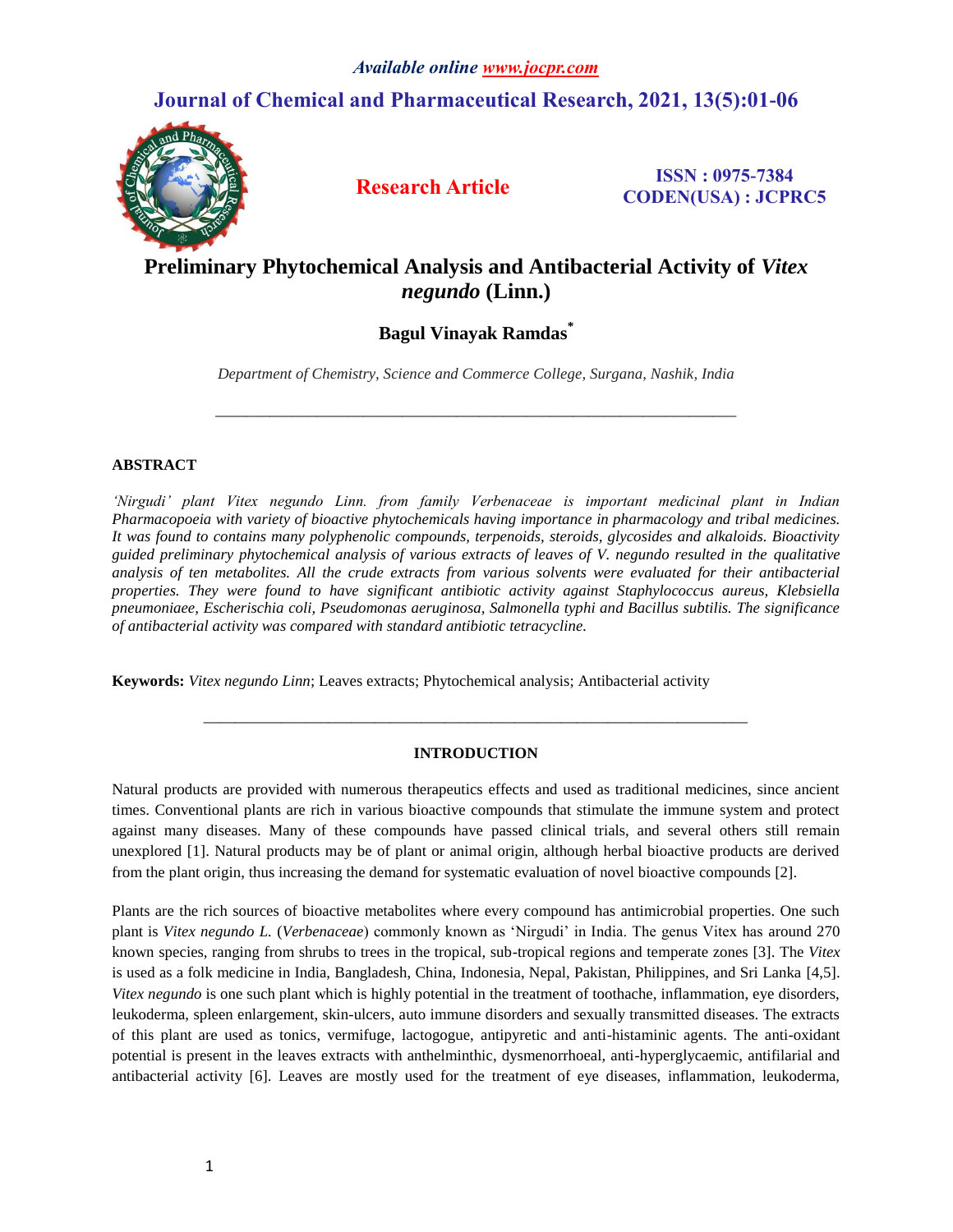# Preliminary Phytochemical Analysis and Antibacterial Activity of *Vitex negundo* (Linn.)

**Bagul Vinayak Ramdas***

*Department of Chemistry, Science and Commerce College, Surgana, Nashik, India*

---

## ABSTRACT

*'Nirgudi' plant Vitex negundo Linn. from family Verbenaceae is important medicinal plant in Indian Pharmacopoeia with variety of bioactive phytochemicals having importance in pharmacology and tribal medicines. It was found to contains many polyphenolic compounds, terpenoids, steroids, glycosides and alkaloids. Bioactivity guided preliminary phytochemical analysis of various extracts of leaves of V. negundo resulted in the qualitative analysis of ten metabolites. All the crude extracts from various solvents were evaluated for their antibacterial properties. They were found to have significant antibiotic activity against Staphylococcus aureus, Klebsiella pneumoniaee, Escherischia coli, Pseudomonas aeruginosa, Salmonella typhi and Bacillus subtilis. The significance of antibacterial activity was compared with standard antibiotic tetracycline.*

**Keywords:** *Vitex negundo Linn*; Leaves extracts; Phytochemical analysis; Antibacterial activity

---

## INTRODUCTION

Natural products are provided with numerous therapeutics effects and used as traditional medicines, since ancient times. Conventional plants are rich in various bioactive compounds that stimulate the immune system and protect against many diseases. Many of these compounds have passed clinical trials, and several others still remain unexplored [1]. Natural products may be of plant or animal origin, although herbal bioactive products are derived from the plant origin, thus increasing the demand for systematic evaluation of novel bioactive compounds [2].

Plants are the rich sources of bioactive metabolites where every compound has antimicrobial properties. One such plant is *Vitex negundo L.* (*Verbenaceae*) commonly known as 'Nirgudi' in India. The genus Vitex has around 270 known species, ranging from shrubs to trees in the tropical, sub-tropical regions and temperate zones [3]. The *Vitex* is used as a folk medicine in India, Bangladesh, China, Indonesia, Nepal, Pakistan, Philippines, and Sri Lanka [4,5]. *Vitex negundo* is one such plant which is highly potential in the treatment of toothache, inflammation, eye disorders, leukoderma, spleen enlargement, skin-ulcers, auto immune disorders and sexually transmitted diseases. The extracts of this plant are used as tonics, vermifuge, lactogogue, antipyretic and anti-histaminic agents. The anti-oxidant potential is present in the leaves extracts with anthelminthic, dysmenorrhoeal, anti-hyperglycaemic, antifilarial and antibacterial activity [6]. Leaves are mostly used for the treatment of eye diseases, inflammation, leukoderma,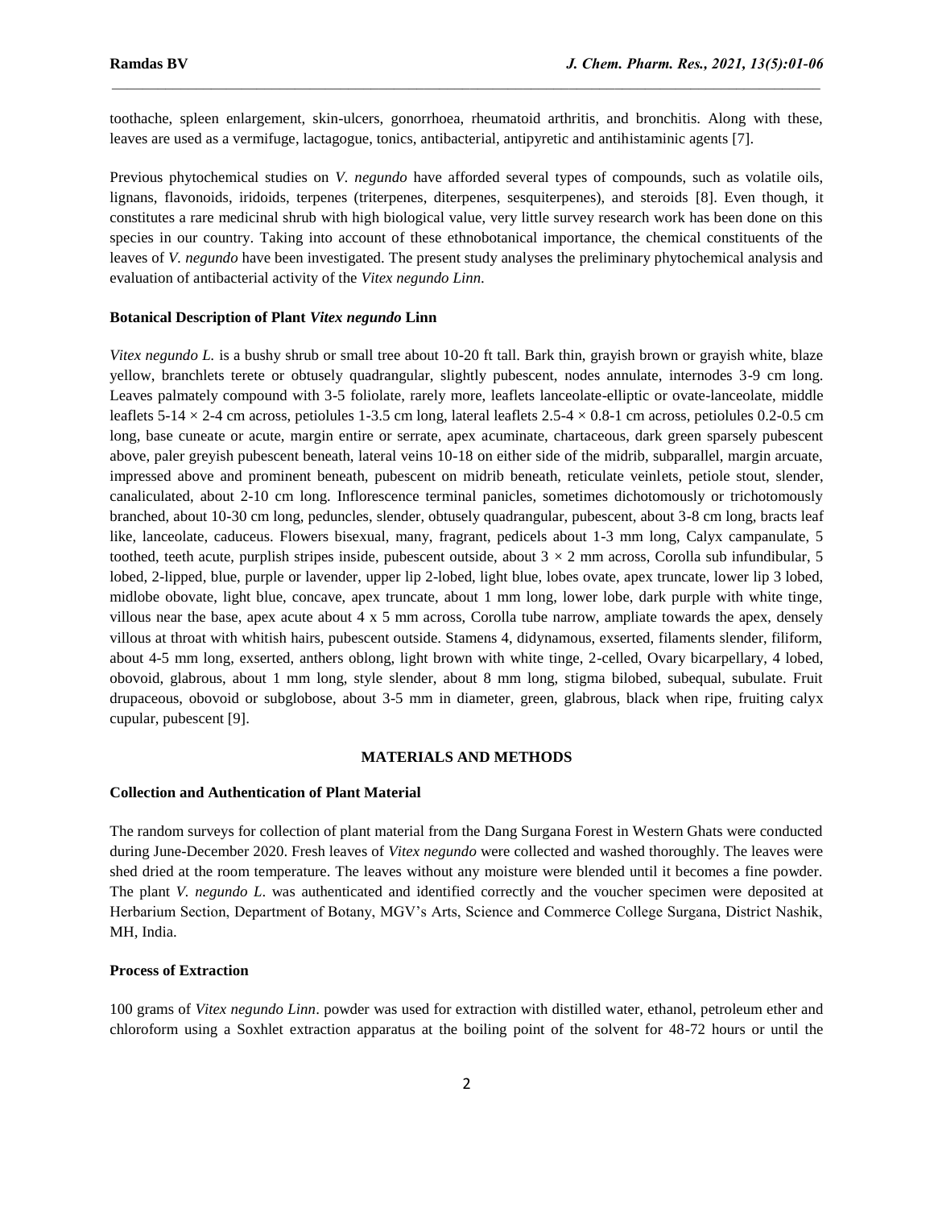toothache, spleen enlargement, skin-ulcers, gonorrhoea, rheumatoid arthritis, and bronchitis. Along with these, leaves are used as a vermifuge, lactagogue, tonics, antibacterial, antipyretic and antihistaminic agents [7].

Previous phytochemical studies on *V. negundo* have afforded several types of compounds, such as volatile oils, lignans, flavonoids, iridoids, terpenes (triterpenes, diterpenes, sesquiterpenes), and steroids [8]. Even though, it constitutes a rare medicinal shrub with high biological value, very little survey research work has been done on this species in our country. Taking into account of these ethnobotanical importance, the chemical constituents of the leaves of *V. negundo* have been investigated. The present study analyses the preliminary phytochemical analysis and evaluation of antibacterial activity of the *Vitex negundo Linn.*

### Botanical Description of Plant *Vitex negundo* Linn

*Vitex negundo L.* is a bushy shrub or small tree about 10-20 ft tall. Bark thin, grayish brown or grayish white, blaze yellow, branchlets terete or obtusely quadrangular, slightly pubescent, nodes annulate, internodes 3-9 cm long. Leaves palmately compound with 3-5 foliolate, rarely more, leaflets lanceolate-elliptic or ovate-lanceolate, middle leaflets 5-14 × 2-4 cm across, petiolules 1-3.5 cm long, lateral leaflets 2.5-4 × 0.8-1 cm across, petiolules 0.2-0.5 cm long, base cuneate or acute, margin entire or serrate, apex acuminate, chartaceous, dark green sparsely pubescent above, paler greyish pubescent beneath, lateral veins 10-18 on either side of the midrib, subparallel, margin arcuate, impressed above and prominent beneath, pubescent on midrib beneath, reticulate veinlets, petiole stout, slender, canaliculated, about 2-10 cm long. Inflorescence terminal panicles, sometimes dichotomously or trichotomously branched, about 10-30 cm long, peduncles slender, obtusely quadrangular, pubescent, about 3-8 cm long, bracts leaf like, lanceolate, caduceus. Flowers bisexual, many, fragrant, pedicels about 1-3 mm long, Calyx campanulate, 5 toothed, teeth acute, purplish stripes inside, pubescent outside, about 3 × 2 mm across, Corolla sub infundibular, 5 lobed, 2-lipped, blue, purple or lavender, upper lip 2-lobed, light blue, lobes ovate, apex truncate, lower lip 3 lobed, midlobe obovate, light blue, concave, apex truncate, about 1 mm long, lower lobe, dark purple with white tinge, villous near the base, apex acute about 4 x 5 mm across, Corolla tube narrow, ampliate towards the apex, densely villous at throat with whitish hairs, pubescent outside. Stamens 4, didynamous, exserted, filaments slender, filiform, about 4-5 mm long, exserted, anthers oblong, light brown with white tinge, 2-celled, Ovary bicarpellary, 4 lobed, obovoid, glabrous, about 1 mm long, style slender, about 8 mm long, stigma bilobed, subequal, subulate. Fruit drupaceous, obovoid or subglobose, about 3-5 mm in diameter, green, glabrous, black when ripe, fruiting calyx cupular, pubescent [9].

## MATERIALS AND METHODS

### Collection and Authentication of Plant Material

The random surveys for collection of plant material from the Dang Surgana Forest in Western Ghats were conducted during June-December 2020. Fresh leaves of *Vitex negundo* were collected and washed thoroughly. The leaves were shed dried at the room temperature. The leaves without any moisture were blended until it becomes a fine powder. The plant *V. negundo L.* was authenticated and identified correctly and the voucher specimen were deposited at Herbarium Section, Department of Botany, MGV's Arts, Science and Commerce College Surgana, District Nashik, MH, India.

### Process of Extraction

100 grams of *Vitex negundo Linn*. powder was used for extraction with distilled water, ethanol, petroleum ether and chloroform using a Soxhlet extraction apparatus at the boiling point of the solvent for 48-72 hours or until the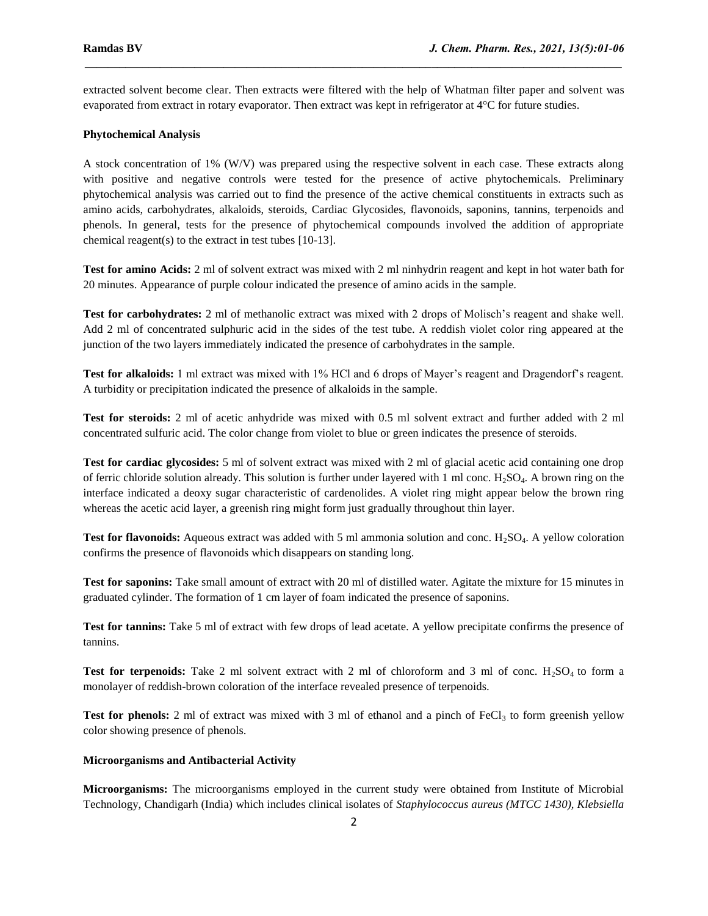extracted solvent become clear. Then extracts were filtered with the help of Whatman filter paper and solvent was evaporated from extract in rotary evaporator. Then extract was kept in refrigerator at 4°C for future studies.

### Phytochemical Analysis

A stock concentration of 1% (W/V) was prepared using the respective solvent in each case. These extracts along with positive and negative controls were tested for the presence of active phytochemicals. Preliminary phytochemical analysis was carried out to find the presence of the active chemical constituents in extracts such as amino acids, carbohydrates, alkaloids, steroids, Cardiac Glycosides, flavonoids, saponins, tannins, terpenoids and phenols. In general, tests for the presence of phytochemical compounds involved the addition of appropriate chemical reagent(s) to the extract in test tubes [10-13].

**Test for amino Acids:** 2 ml of solvent extract was mixed with 2 ml ninhydrin reagent and kept in hot water bath for 20 minutes. Appearance of purple colour indicated the presence of amino acids in the sample.

**Test for carbohydrates:** 2 ml of methanolic extract was mixed with 2 drops of Molisch's reagent and shake well. Add 2 ml of concentrated sulphuric acid in the sides of the test tube. A reddish violet color ring appeared at the junction of the two layers immediately indicated the presence of carbohydrates in the sample.

**Test for alkaloids:** 1 ml extract was mixed with 1% HCl and 6 drops of Mayer's reagent and Dragendorf's reagent. A turbidity or precipitation indicated the presence of alkaloids in the sample.

**Test for steroids:** 2 ml of acetic anhydride was mixed with 0.5 ml solvent extract and further added with 2 ml concentrated sulfuric acid. The color change from violet to blue or green indicates the presence of steroids.

**Test for cardiac glycosides:** 5 ml of solvent extract was mixed with 2 ml of glacial acetic acid containing one drop of ferric chloride solution already. This solution is further under layered with 1 ml conc. $H_2SO_4$. A brown ring on the interface indicated a deoxy sugar characteristic of cardenolides. A violet ring might appear below the brown ring whereas the acetic acid layer, a greenish ring might form just gradually throughout thin layer.

**Test for flavonoids:** Aqueous extract was added with 5 ml ammonia solution and conc. $H_2SO_4$. A yellow coloration confirms the presence of flavonoids which disappears on standing long.

**Test for saponins:** Take small amount of extract with 20 ml of distilled water. Agitate the mixture for 15 minutes in graduated cylinder. The formation of 1 cm layer of foam indicated the presence of saponins.

**Test for tannins:** Take 5 ml of extract with few drops of lead acetate. A yellow precipitate confirms the presence of tannins.

**Test for terpenoids:** Take 2 ml solvent extract with 2 ml of chloroform and 3 ml of conc. $H_2SO_4$ to form a monolayer of reddish-brown coloration of the interface revealed presence of terpenoids.

**Test for phenols:** 2 ml of extract was mixed with 3 ml of ethanol and a pinch of $FeCl_3$ to form greenish yellow color showing presence of phenols.

### Microorganisms and Antibacterial Activity

**Microorganisms:** The microorganisms employed in the current study were obtained from Institute of Microbial Technology, Chandigarh (India) which includes clinical isolates of *Staphylococcus aureus (MTCC 1430), Klebsiella*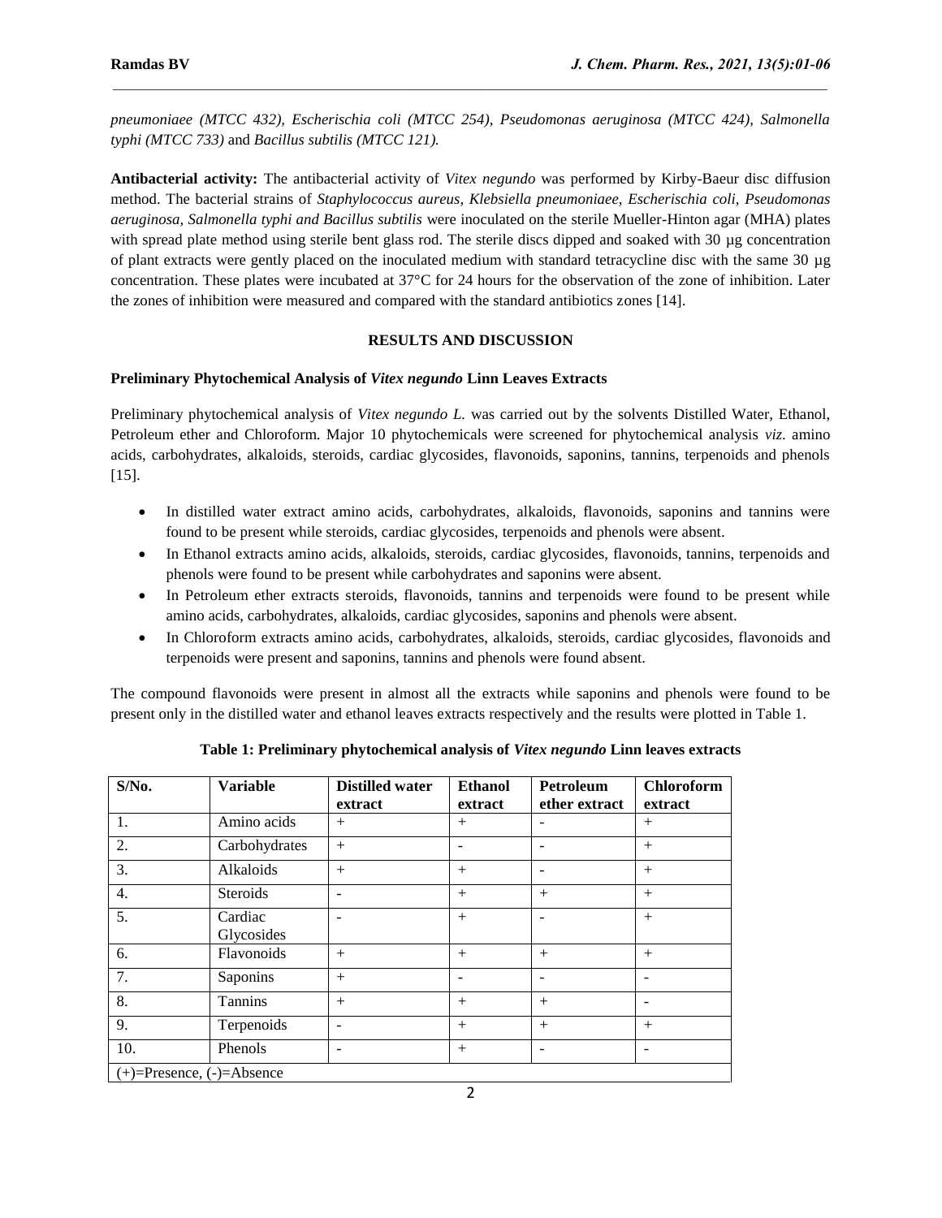*pneumoniaee (MTCC 432), Escherischia coli (MTCC 254), Pseudomonas aeruginosa (MTCC 424), Salmonella typhi (MTCC 733)* and *Bacillus subtilis (MTCC 121).*

**Antibacterial activity:** The antibacterial activity of *Vitex negundo* was performed by Kirby-Baeur disc diffusion method. The bacterial strains of *Staphylococcus aureus, Klebsiella pneumoniaee, Escherischia coli, Pseudomonas aeruginosa, Salmonella typhi and Bacillus subtilis* were inoculated on the sterile Mueller-Hinton agar (MHA) plates with spread plate method using sterile bent glass rod. The sterile discs dipped and soaked with 30 µg concentration of plant extracts were gently placed on the inoculated medium with standard tetracycline disc with the same 30 µg concentration. These plates were incubated at 37°C for 24 hours for the observation of the zone of inhibition. Later the zones of inhibition were measured and compared with the standard antibiotics zones [14].

## RESULTS AND DISCUSSION

### Preliminary Phytochemical Analysis of *Vitex negundo* Linn Leaves Extracts

Preliminary phytochemical analysis of *Vitex negundo L.* was carried out by the solvents Distilled Water, Ethanol, Petroleum ether and Chloroform. Major 10 phytochemicals were screened for phytochemical analysis *viz.* amino acids, carbohydrates, alkaloids, steroids, cardiac glycosides, flavonoids, saponins, tannins, terpenoids and phenols [15].

- In distilled water extract amino acids, carbohydrates, alkaloids, flavonoids, saponins and tannins were found to be present while steroids, cardiac glycosides, terpenoids and phenols were absent.
- In Ethanol extracts amino acids, alkaloids, steroids, cardiac glycosides, flavonoids, tannins, terpenoids and phenols were found to be present while carbohydrates and saponins were absent.
- In Petroleum ether extracts steroids, flavonoids, tannins and terpenoids were found to be present while amino acids, carbohydrates, alkaloids, cardiac glycosides, saponins and phenols were absent.
- In Chloroform extracts amino acids, carbohydrates, alkaloids, steroids, cardiac glycosides, flavonoids and terpenoids were present and saponins, tannins and phenols were found absent.

The compound flavonoids were present in almost all the extracts while saponins and phenols were found to be present only in the distilled water and ethanol leaves extracts respectively and the results were plotted in Table 1.

**Table 1: Preliminary phytochemical analysis of *Vitex negundo* Linn leaves extracts**

| S/No. | Variable | Distilled water extract | Ethanol extract | Petroleum ether extract | Chloroform extract |
|---|---|---|---|---|---|
| 1. | Amino acids | + | + | - | + |
| 2. | Carbohydrates | + | - | - | + |
| 3. | Alkaloids | + | + | - | + |
| 4. | Steroids | - | + | + | + |
| 5. | Cardiac Glycosides | - | + | - | + |
| 6. | Flavonoids | + | + | + | + |
| 7. | Saponins | + | - | - | - |
| 8. | Tannins | + | + | + | - |
| 9. | Terpenoids | - | + | + | + |
| 10. | Phenols | - | + | - | - |

(+)=Presence, (-)=Absence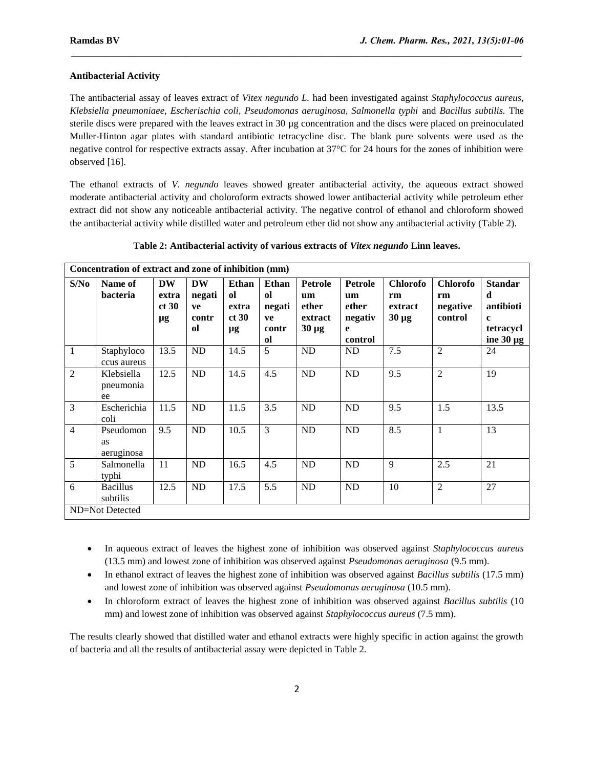**Antibacterial Activity**

The antibacterial assay of leaves extract of *Vitex negundo L.* had been investigated against *Staphylococcus aureus, Klebsiella pneumoniaee, Escherischia coli, Pseudomonas aeruginosa, Salmonella typhi* and *Bacillus subtilis.* The sterile discs were prepared with the leaves extract in 30 µg concentration and the discs were placed on preinoculated Muller-Hinton agar plates with standard antibiotic tetracycline disc. The blank pure solvents were used as the negative control for respective extracts assay. After incubation at 37°C for 24 hours for the zones of inhibition were observed [16].

The ethanol extracts of *V. negundo* leaves showed greater antibacterial activity, the aqueous extract showed moderate antibacterial activity and choloroform extracts showed lower antibacterial activity while petroleum ether extract did not show any noticeable antibacterial activity. The negative control of ethanol and chloroform showed the antibacterial activity while distilled water and petroleum ether did not show any antibacterial activity (Table 2).

**Table 2: Antibacterial activity of various extracts of *Vitex negundo* Linn leaves.**

| Concentration of extract and zone of inhibition (mm) | | | | | | | | | | |
|---|---|---|---|---|---|---|---|---|---|---|
| S/No | Name of bacteria | DW extract 30 µg | DW negative control | Ethanol extract 30 µg | Ethanol negative control | Petroleum ether extract 30 µg | Petroleum ether negative control | Chloroform extract 30 µg | Chloroform negative control | Standard antibiotic tetracycline 30 µg |
| 1 | Staphylococcus aureus | 13.5 | ND | 14.5 | 5 | ND | ND | 7.5 | 2 | 24 |
| 2 | Klebsiella pneumoniaee | 12.5 | ND | 14.5 | 4.5 | ND | ND | 9.5 | 2 | 19 |
| 3 | Escherichia coli | 11.5 | ND | 11.5 | 3.5 | ND | ND | 9.5 | 1.5 | 13.5 |
| 4 | Pseudomonas aeruginosa | 9.5 | ND | 10.5 | 3 | ND | ND | 8.5 | 1 | 13 |
| 5 | Salmonella typhi | 11 | ND | 16.5 | 4.5 | ND | ND | 9 | 2.5 | 21 |
| 6 | Bacillus subtilis | 12.5 | ND | 17.5 | 5.5 | ND | ND | 10 | 2 | 27 |
| ND=Not Detected | | | | | | | | | | |

- In aqueous extract of leaves the highest zone of inhibition was observed against *Staphylococcus aureus* (13.5 mm) and lowest zone of inhibition was observed against *Pseudomonas aeruginosa* (9.5 mm).
- In ethanol extract of leaves the highest zone of inhibition was observed against *Bacillus subtilis* (17.5 mm) and lowest zone of inhibition was observed against *Pseudomonas aeruginosa* (10.5 mm).
- In chloroform extract of leaves the highest zone of inhibition was observed against *Bacillus subtilis* (10 mm) and lowest zone of inhibition was observed against *Staphylococcus aureus* (7.5 mm).

The results clearly showed that distilled water and ethanol extracts were highly specific in action against the growth of bacteria and all the results of antibacterial assay were depicted in Table 2.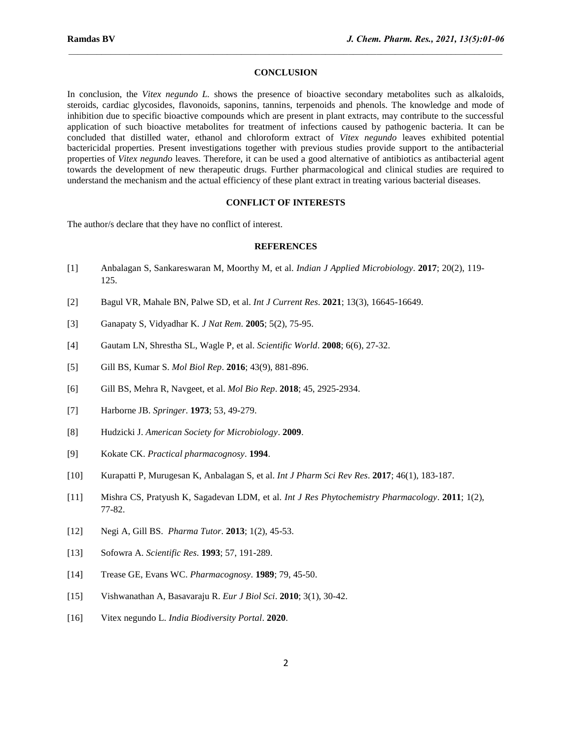## CONCLUSION

In conclusion, the *Vitex negundo L.* shows the presence of bioactive secondary metabolites such as alkaloids, steroids, cardiac glycosides, flavonoids, saponins, tannins, terpenoids and phenols. The knowledge and mode of inhibition due to specific bioactive compounds which are present in plant extracts, may contribute to the successful application of such bioactive metabolites for treatment of infections caused by pathogenic bacteria. It can be concluded that distilled water, ethanol and chloroform extract of *Vitex negundo* leaves exhibited potential bactericidal properties. Present investigations together with previous studies provide support to the antibacterial properties of *Vitex negundo* leaves. Therefore, it can be used a good alternative of antibiotics as antibacterial agent towards the development of new therapeutic drugs. Further pharmacological and clinical studies are required to understand the mechanism and the actual efficiency of these plant extract in treating various bacterial diseases.

## CONFLICT OF INTERESTS

The author/s declare that they have no conflict of interest.

## REFERENCES

[1] Anbalagan S, Sankareswaran M, Moorthy M, et al. *Indian J Applied Microbiology*. **2017**; 20(2), 119-125.

[2] Bagul VR, Mahale BN, Palwe SD, et al. *Int J Current Res*. **2021**; 13(3), 16645-16649.

[3] Ganapaty S, Vidyadhar K. *J Nat Rem*. **2005**; 5(2), 75-95.

[4] Gautam LN, Shrestha SL, Wagle P, et al. *Scientific World*. **2008**; 6(6), 27-32.

[5] Gill BS, Kumar S. *Mol Biol Rep*. **2016**; 43(9), 881-896.

[6] Gill BS, Mehra R, Navgeet, et al. *Mol Bio Rep*. **2018**; 45, 2925-2934.

[7] Harborne JB. *Springer*. **1973**; 53, 49-279.

[8] Hudzicki J. *American Society for Microbiology*. **2009**.

[9] Kokate CK. *Practical pharmacognosy*. **1994**.

[10] Kurapatti P, Murugesan K, Anbalagan S, et al. *Int J Pharm Sci Rev Res*. **2017**; 46(1), 183-187.

[11] Mishra CS, Pratyush K, Sagadevan LDM, et al. *Int J Res Phytochemistry Pharmacology*. **2011**; 1(2), 77-82.

[12] Negi A, Gill BS. *Pharma Tutor*. **2013**; 1(2), 45-53.

[13] Sofowra A. *Scientific Res*. **1993**; 57, 191-289.

[14] Trease GE, Evans WC. *Pharmacognosy*. **1989**; 79, 45-50.

[15] Vishwanathan A, Basavaraju R. *Eur J Biol Sci*. **2010**; 3(1), 30-42.

[16] Vitex negundo L. *India Biodiversity Portal*. **2020**.